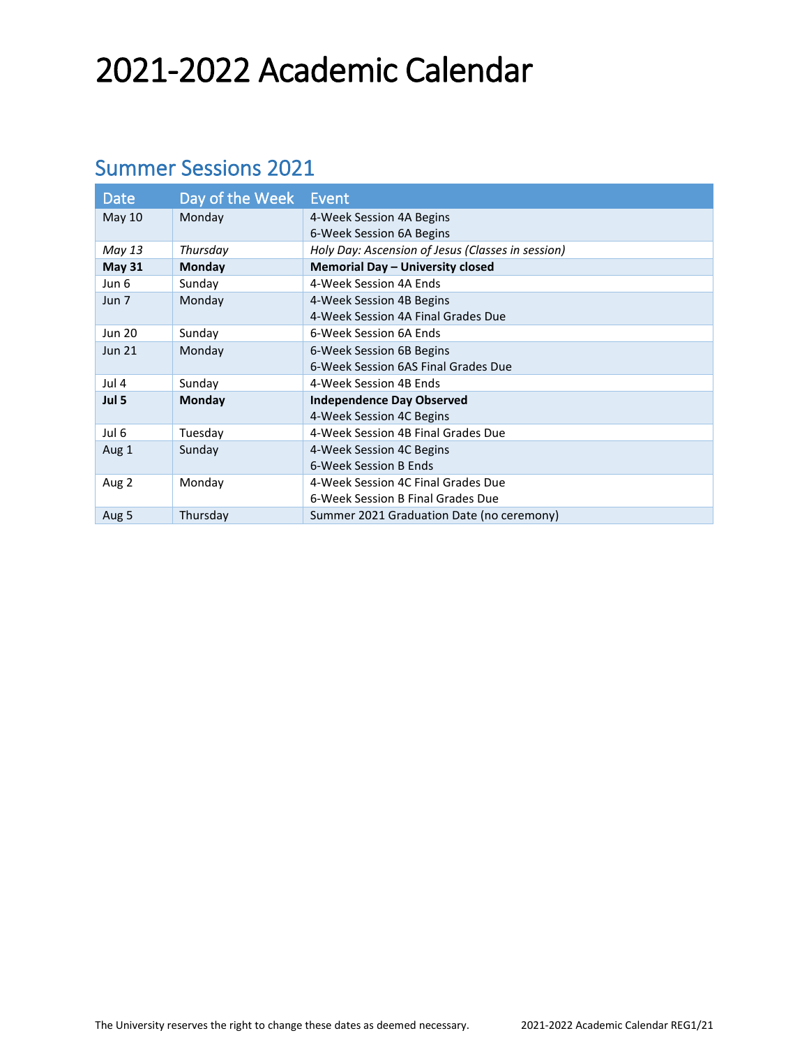# 2021-2022 Academic Calendar

## Summer Sessions 2021

| Date | Day of the Week | Event |
|---|---|---|
| May 10 | Monday | 4-Week Session 4A Begins<br>6-Week Session 6A Begins |
| *May 13* | *Thursday* | *Holy Day: Ascension of Jesus (Classes in session)* |
| **May 31** | **Monday** | **Memorial Day – University closed** |
| Jun 6 | Sunday | 4-Week Session 4A Ends |
| Jun 7 | Monday | 4-Week Session 4B Begins<br>4-Week Session 4A Final Grades Due |
| Jun 20 | Sunday | 6-Week Session 6A Ends |
| Jun 21 | Monday | 6-Week Session 6B Begins<br>6-Week Session 6AS Final Grades Due |
| Jul 4 | Sunday | 4-Week Session 4B Ends |
| **Jul 5** | **Monday** | **Independence Day Observed**<br>4-Week Session 4C Begins |
| Jul 6 | Tuesday | 4-Week Session 4B Final Grades Due |
| Aug 1 | Sunday | 4-Week Session 4C Begins<br>6-Week Session B Ends |
| Aug 2 | Monday | 4-Week Session 4C Final Grades Due<br>6-Week Session B Final Grades Due |
| Aug 5 | Thursday | Summer 2021 Graduation Date (no ceremony) |

The University reserves the right to change these dates as deemed necessary.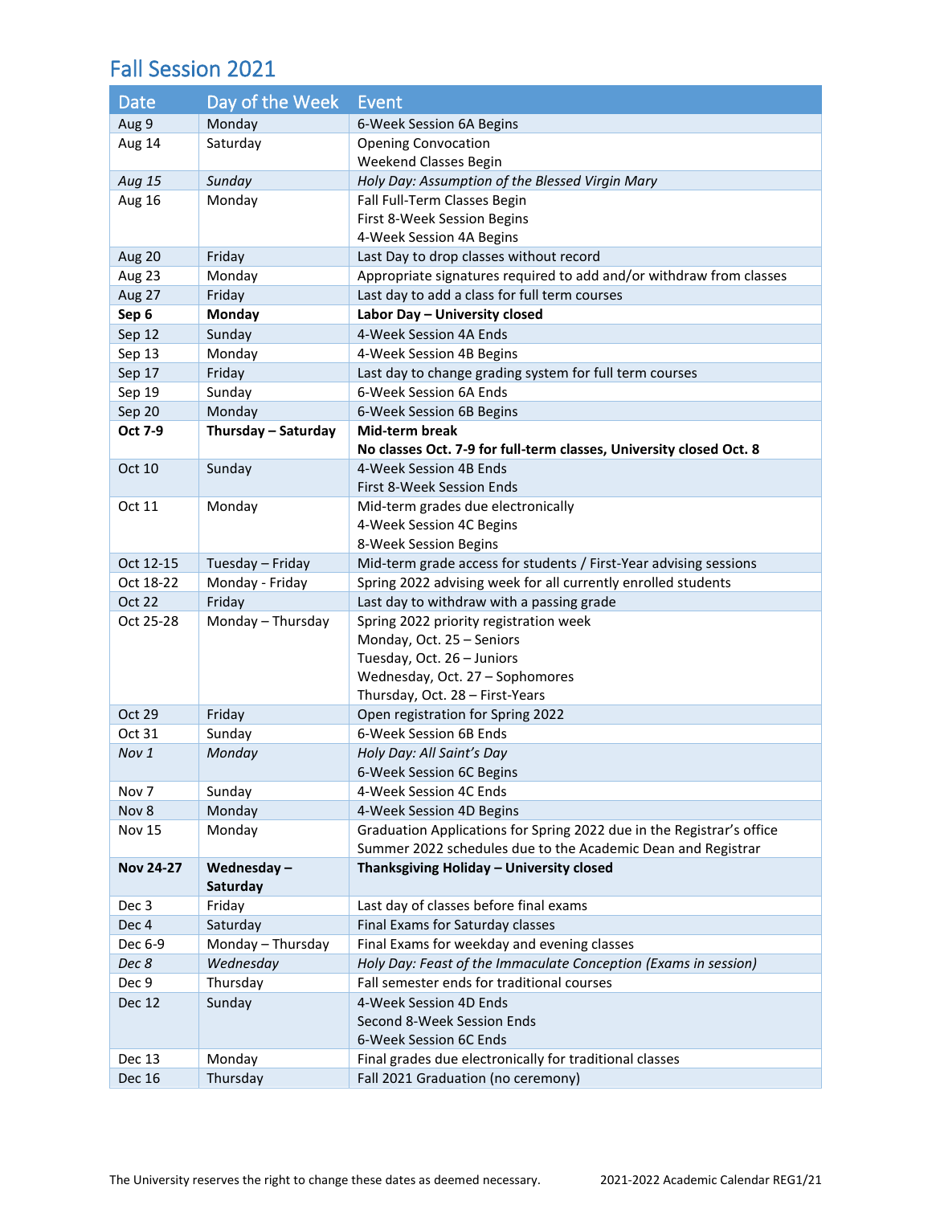## Fall Session 2021

| Date | Day of the Week | Event |
|---|---|---|
| Aug 9 | Monday | 6-Week Session 6A Begins |
| Aug 14 | Saturday | Opening Convocation<br>Weekend Classes Begin |
| *Aug 15* | *Sunday* | *Holy Day: Assumption of the Blessed Virgin Mary* |
| Aug 16 | Monday | Fall Full-Term Classes Begin<br>First 8-Week Session Begins<br>4-Week Session 4A Begins |
| Aug 20 | Friday | Last Day to drop classes without record |
| Aug 23 | Monday | Appropriate signatures required to add and/or withdraw from classes |
| Aug 27 | Friday | Last day to add a class for full term courses |
| **Sep 6** | **Monday** | **Labor Day – University closed** |
| Sep 12 | Sunday | 4-Week Session 4A Ends |
| Sep 13 | Monday | 4-Week Session 4B Begins |
| Sep 17 | Friday | Last day to change grading system for full term courses |
| Sep 19 | Sunday | 6-Week Session 6A Ends |
| Sep 20 | Monday | 6-Week Session 6B Begins |
| **Oct 7-9** | **Thursday – Saturday** | **Mid-term break**<br>**No classes Oct. 7-9 for full-term classes, University closed Oct. 8** |
| Oct 10 | Sunday | 4-Week Session 4B Ends<br>First 8-Week Session Ends |
| Oct 11 | Monday | Mid-term grades due electronically<br>4-Week Session 4C Begins<br>8-Week Session Begins |
| Oct 12-15 | Tuesday – Friday | Mid-term grade access for students / First-Year advising sessions |
| Oct 18-22 | Monday - Friday | Spring 2022 advising week for all currently enrolled students |
| Oct 22 | Friday | Last day to withdraw with a passing grade |
| Oct 25-28 | Monday – Thursday | Spring 2022 priority registration week<br>Monday, Oct. 25 – Seniors<br>Tuesday, Oct. 26 – Juniors<br>Wednesday, Oct. 27 – Sophomores<br>Thursday, Oct. 28 – First-Years |
| Oct 29 | Friday | Open registration for Spring 2022 |
| Oct 31 | Sunday | 6-Week Session 6B Ends |
| *Nov 1* | *Monday* | *Holy Day: All Saint's Day*<br>6-Week Session 6C Begins |
| Nov 7 | Sunday | 4-Week Session 4C Ends |
| Nov 8 | Monday | 4-Week Session 4D Begins |
| Nov 15 | Monday | Graduation Applications for Spring 2022 due in the Registrar's office<br>Summer 2022 schedules due to the Academic Dean and Registrar |
| **Nov 24-27** | **Wednesday – Saturday** | **Thanksgiving Holiday – University closed** |
| Dec 3 | Friday | Last day of classes before final exams |
| Dec 4 | Saturday | Final Exams for Saturday classes |
| Dec 6-9 | Monday – Thursday | Final Exams for weekday and evening classes |
| *Dec 8* | *Wednesday* | *Holy Day: Feast of the Immaculate Conception (Exams in session)* |
| Dec 9 | Thursday | Fall semester ends for traditional courses |
| Dec 12 | Sunday | 4-Week Session 4D Ends<br>Second 8-Week Session Ends<br>6-Week Session 6C Ends |
| Dec 13 | Monday | Final grades due electronically for traditional classes |
| Dec 16 | Thursday | Fall 2021 Graduation (no ceremony) |

The University reserves the right to change these dates as deemed necessary.

2021-2022 Academic Calendar REG1/21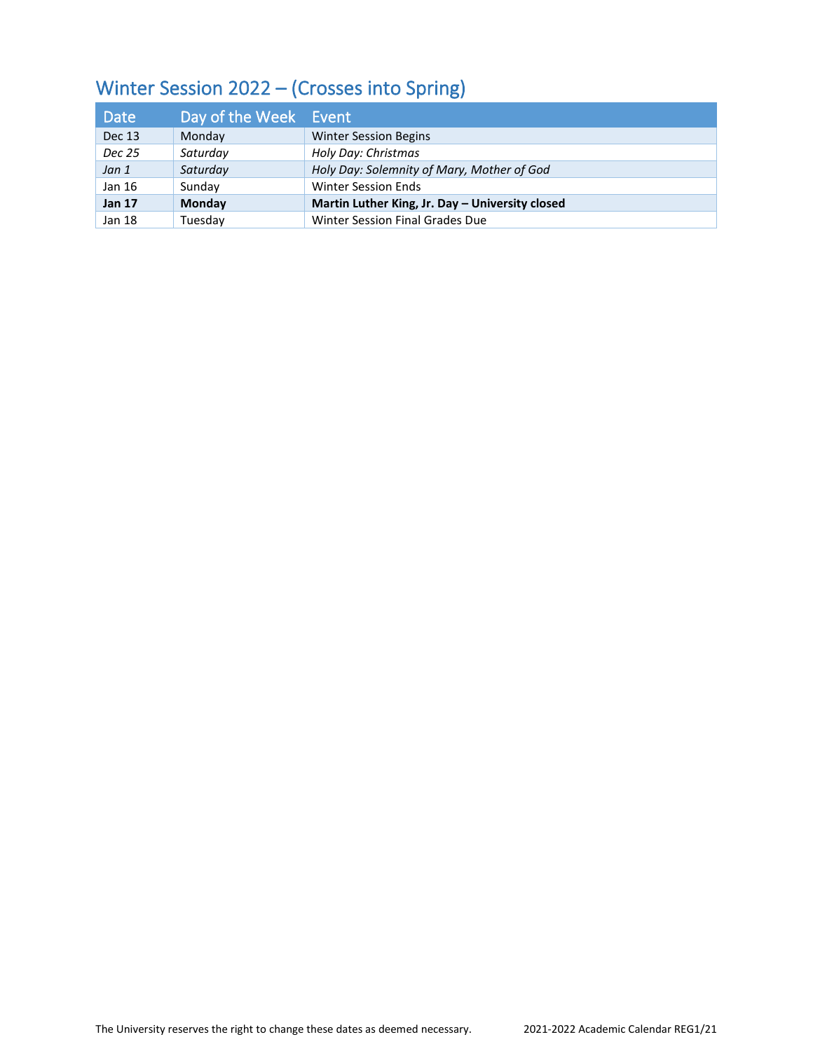## Winter Session 2022 – (Crosses into Spring)

| Date | Day of the Week | Event |
|---|---|---|
| Dec 13 | Monday | Winter Session Begins |
| *Dec 25* | *Saturday* | *Holy Day: Christmas* |
| *Jan 1* | *Saturday* | *Holy Day: Solemnity of Mary, Mother of God* |
| Jan 16 | Sunday | Winter Session Ends |
| **Jan 17** | **Monday** | **Martin Luther King, Jr. Day – University closed** |
| Jan 18 | Tuesday | Winter Session Final Grades Due |

The University reserves the right to change these dates as deemed necessary.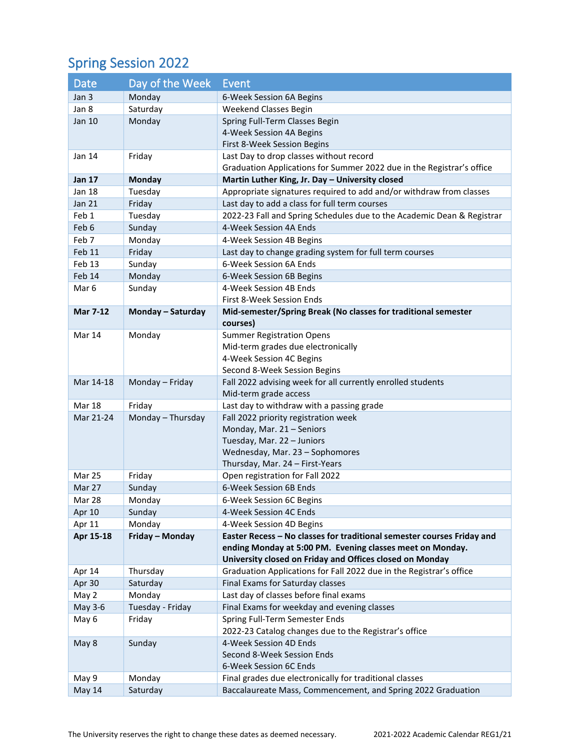## Spring Session 2022

| Date | Day of the Week | Event |
|---|---|---|
| Jan 3 | Monday | 6-Week Session 6A Begins |
| Jan 8 | Saturday | Weekend Classes Begin |
| Jan 10 | Monday | Spring Full-Term Classes Begin<br>4-Week Session 4A Begins<br>First 8-Week Session Begins |
| Jan 14 | Friday | Last Day to drop classes without record<br>Graduation Applications for Summer 2022 due in the Registrar's office |
| **Jan 17** | **Monday** | **Martin Luther King, Jr. Day – University closed** |
| Jan 18 | Tuesday | Appropriate signatures required to add and/or withdraw from classes |
| Jan 21 | Friday | Last day to add a class for full term courses |
| Feb 1 | Tuesday | 2022-23 Fall and Spring Schedules due to the Academic Dean & Registrar |
| Feb 6 | Sunday | 4-Week Session 4A Ends |
| Feb 7 | Monday | 4-Week Session 4B Begins |
| Feb 11 | Friday | Last day to change grading system for full term courses |
| Feb 13 | Sunday | 6-Week Session 6A Ends |
| Feb 14 | Monday | 6-Week Session 6B Begins |
| Mar 6 | Sunday | 4-Week Session 4B Ends<br>First 8-Week Session Ends |
| **Mar 7-12** | **Monday – Saturday** | **Mid-semester/Spring Break (No classes for traditional semester courses)** |
| Mar 14 | Monday | Summer Registration Opens<br>Mid-term grades due electronically<br>4-Week Session 4C Begins<br>Second 8-Week Session Begins |
| Mar 14-18 | Monday – Friday | Fall 2022 advising week for all currently enrolled students<br>Mid-term grade access |
| Mar 18 | Friday | Last day to withdraw with a passing grade |
| Mar 21-24 | Monday – Thursday | Fall 2022 priority registration week<br>Monday, Mar. 21 – Seniors<br>Tuesday, Mar. 22 – Juniors<br>Wednesday, Mar. 23 – Sophomores<br>Thursday, Mar. 24 – First-Years |
| Mar 25 | Friday | Open registration for Fall 2022 |
| Mar 27 | Sunday | 6-Week Session 6B Ends |
| Mar 28 | Monday | 6-Week Session 6C Begins |
| Apr 10 | Sunday | 4-Week Session 4C Ends |
| Apr 11 | Monday | 4-Week Session 4D Begins |
| **Apr 15-18** | **Friday – Monday** | **Easter Recess – No classes for traditional semester courses Friday and ending Monday at 5:00 PM. Evening classes meet on Monday. University closed on Friday and Offices closed on Monday** |
| Apr 14 | Thursday | Graduation Applications for Fall 2022 due in the Registrar's office |
| Apr 30 | Saturday | Final Exams for Saturday classes |
| May 2 | Monday | Last day of classes before final exams |
| May 3-6 | Tuesday - Friday | Final Exams for weekday and evening classes |
| May 6 | Friday | Spring Full-Term Semester Ends<br>2022-23 Catalog changes due to the Registrar's office |
| May 8 | Sunday | 4-Week Session 4D Ends<br>Second 8-Week Session Ends<br>6-Week Session 6C Ends |
| May 9 | Monday | Final grades due electronically for traditional classes |
| May 14 | Saturday | Baccalaureate Mass, Commencement, and Spring 2022 Graduation |

The University reserves the right to change these dates as deemed necessary.